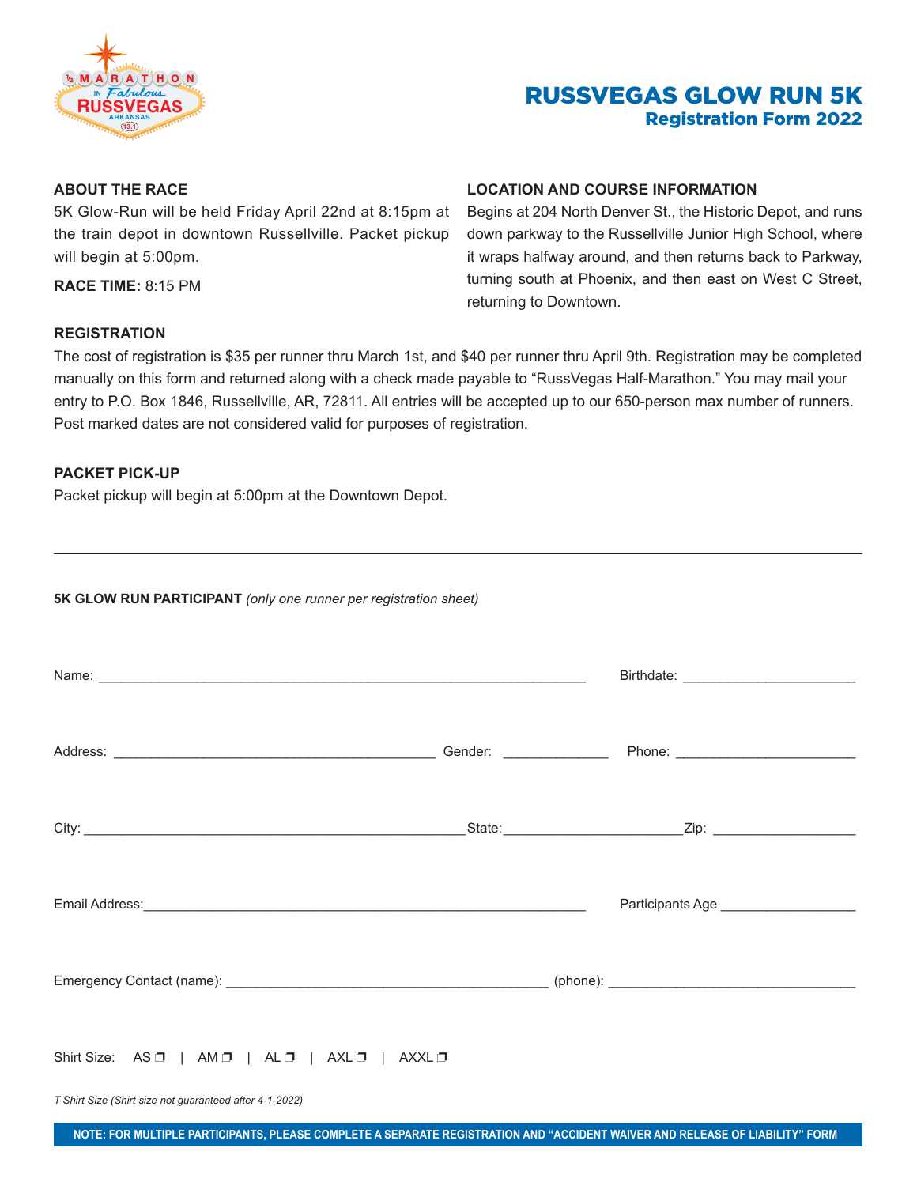# RUSSVEGAS GLOW RUN 5K

## Registration Form 2022

### ABOUT THE RACE

5K Glow-Run will be held Friday April 22nd at 8:15pm at the train depot in downtown Russellville. Packet pickup will begin at 5:00pm.

**RACE TIME:** 8:15 PM

### LOCATION AND COURSE INFORMATION

Begins at 204 North Denver St., the Historic Depot, and runs down parkway to the Russellville Junior High School, where it wraps halfway around, and then returns back to Parkway, turning south at Phoenix, and then east on West C Street, returning to Downtown.

### REGISTRATION

The cost of registration is $35 per runner thru March 1st, and $40 per runner thru April 9th. Registration may be completed manually on this form and returned along with a check made payable to "RussVegas Half-Marathon." You may mail your entry to P.O. Box 1846, Russellville, AR, 72811. All entries will be accepted up to our 650-person max number of runners. Post marked dates are not considered valid for purposes of registration.

### PACKET PICK-UP

Packet pickup will begin at 5:00pm at the Downtown Depot.

---

**5K GLOW RUN PARTICIPANT** *(only one runner per registration sheet)*

Name: ______________________________ Birthdate: ____________________

Address: ______________________________ Gender: ____________ Phone: ____________________

City: ______________________________ State: ____________________ Zip: ________________

Email Address: ______________________________ Participants Age ________________

Emergency Contact (name): ______________________________ (phone): ______________________________

Shirt Size: AS ❐ | AM ❐ | AL ❐ | AXL ❐ | AXXL ❐

*T-Shirt Size (Shirt size not guaranteed after 4-1-2022)*

**NOTE: FOR MULTIPLE PARTICIPANTS, PLEASE COMPLETE A SEPARATE REGISTRATION AND "ACCIDENT WAIVER AND RELEASE OF LIABILITY" FORM**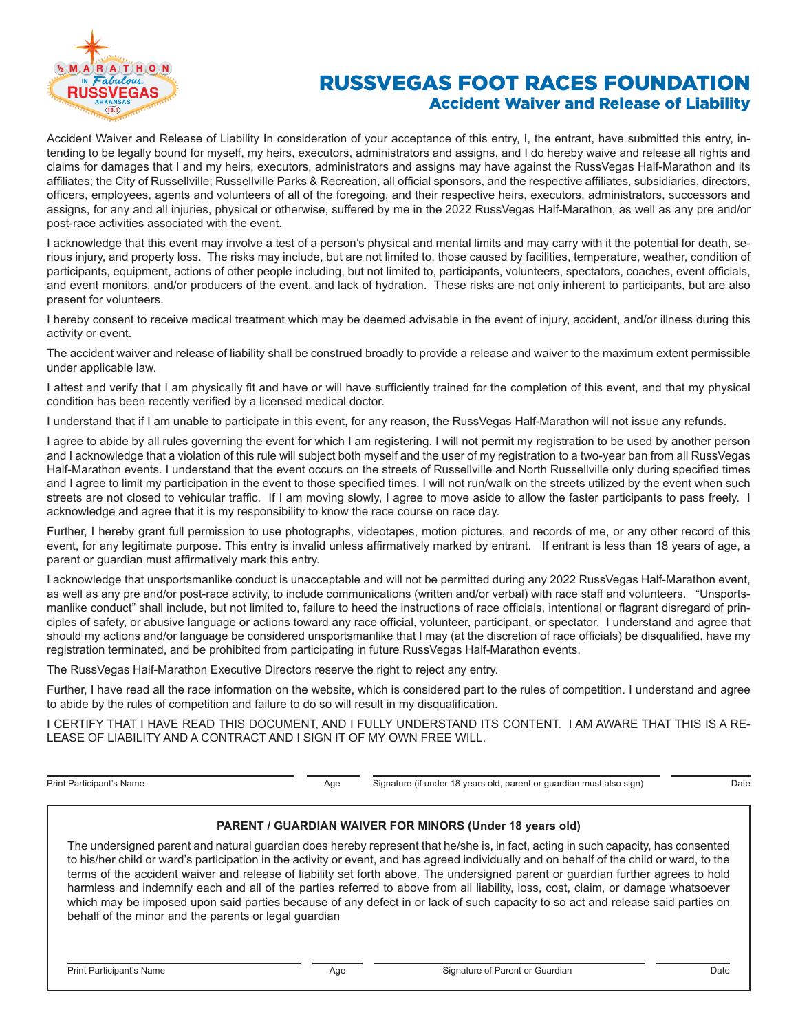# RUSSVEGAS FOOT RACES FOUNDATION

## Accident Waiver and Release of Liability

Accident Waiver and Release of Liability In consideration of your acceptance of this entry, I, the entrant, have submitted this entry, intending to be legally bound for myself, my heirs, executors, administrators and assigns, and I do hereby waive and release all rights and claims for damages that I and my heirs, executors, administrators and assigns may have against the RussVegas Half-Marathon and its affiliates; the City of Russellville; Russellville Parks & Recreation, all official sponsors, and the respective affiliates, subsidiaries, directors, officers, employees, agents and volunteers of all of the foregoing, and their respective heirs, executors, administrators, successors and assigns, for any and all injuries, physical or otherwise, suffered by me in the 2022 RussVegas Half-Marathon, as well as any pre and/or post-race activities associated with the event.

I acknowledge that this event may involve a test of a person's physical and mental limits and may carry with it the potential for death, serious injury, and property loss. The risks may include, but are not limited to, those caused by facilities, temperature, weather, condition of participants, equipment, actions of other people including, but not limited to, participants, volunteers, spectators, coaches, event officials, and event monitors, and/or producers of the event, and lack of hydration. These risks are not only inherent to participants, but are also present for volunteers.

I hereby consent to receive medical treatment which may be deemed advisable in the event of injury, accident, and/or illness during this activity or event.

The accident waiver and release of liability shall be construed broadly to provide a release and waiver to the maximum extent permissible under applicable law.

I attest and verify that I am physically fit and have or will have sufficiently trained for the completion of this event, and that my physical condition has been recently verified by a licensed medical doctor.

I understand that if I am unable to participate in this event, for any reason, the RussVegas Half-Marathon will not issue any refunds.

I agree to abide by all rules governing the event for which I am registering. I will not permit my registration to be used by another person and I acknowledge that a violation of this rule will subject both myself and the user of my registration to a two-year ban from all RussVegas Half-Marathon events. I understand that the event occurs on the streets of Russellville and North Russellville only during specified times and I agree to limit my participation in the event to those specified times. I will not run/walk on the streets utilized by the event when such streets are not closed to vehicular traffic. If I am moving slowly, I agree to move aside to allow the faster participants to pass freely. I acknowledge and agree that it is my responsibility to know the race course on race day.

Further, I hereby grant full permission to use photographs, videotapes, motion pictures, and records of me, or any other record of this event, for any legitimate purpose. This entry is invalid unless affirmatively marked by entrant. If entrant is less than 18 years of age, a parent or guardian must affirmatively mark this entry.

I acknowledge that unsportsmanlike conduct is unacceptable and will not be permitted during any 2022 RussVegas Half-Marathon event, as well as any pre and/or post-race activity, to include communications (written and/or verbal) with race staff and volunteers. "Unsportsmanlike conduct" shall include, but not limited to, failure to heed the instructions of race officials, intentional or flagrant disregard of principles of safety, or abusive language or actions toward any race official, volunteer, participant, or spectator. I understand and agree that should my actions and/or language be considered unsportsmanlike that I may (at the discretion of race officials) be disqualified, have my registration terminated, and be prohibited from participating in future RussVegas Half-Marathon events.

The RussVegas Half-Marathon Executive Directors reserve the right to reject any entry.

Further, I have read all the race information on the website, which is considered part to the rules of competition. I understand and agree to abide by the rules of competition and failure to do so will result in my disqualification.

I CERTIFY THAT I HAVE READ THIS DOCUMENT, AND I FULLY UNDERSTAND ITS CONTENT. I AM AWARE THAT THIS IS A RELEASE OF LIABILITY AND A CONTRACT AND I SIGN IT OF MY OWN FREE WILL.

Print Participant's Name ______________ Age ______ Signature (if under 18 years old, parent or guardian must also sign) ______________ Date ______

**PARENT / GUARDIAN WAIVER FOR MINORS (Under 18 years old)**

The undersigned parent and natural guardian does hereby represent that he/she is, in fact, acting in such capacity, has consented to his/her child or ward's participation in the activity or event, and has agreed individually and on behalf of the child or ward, to the terms of the accident waiver and release of liability set forth above. The undersigned parent or guardian further agrees to hold harmless and indemnify each and all of the parties referred to above from all liability, loss, cost, claim, or damage whatsoever which may be imposed upon said parties because of any defect in or lack of such capacity to so act and release said parties on behalf of the minor and the parents or legal guardian

Print Participant's Name ______________ Age ______ Signature of Parent or Guardian ______________ Date ______